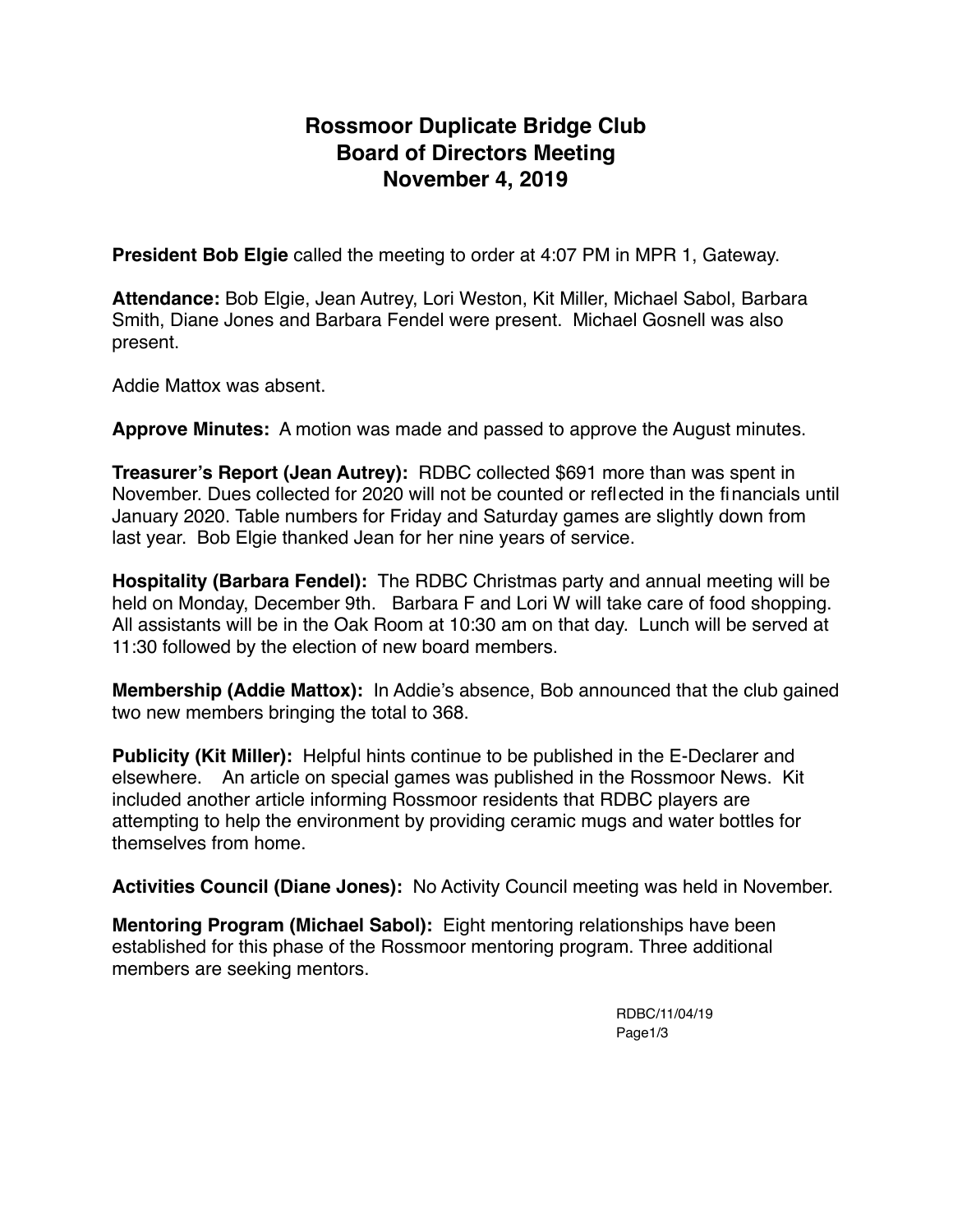# Rossmoor Duplicate Bridge Club
# Board of Directors Meeting
# November 4, 2019

**President Bob Elgie** called the meeting to order at 4:07 PM in MPR 1, Gateway.

**Attendance:** Bob Elgie, Jean Autrey, Lori Weston, Kit Miller, Michael Sabol, Barbara Smith, Diane Jones and Barbara Fendel were present. Michael Gosnell was also present.

Addie Mattox was absent.

**Approve Minutes:** A motion was made and passed to approve the August minutes.

**Treasurer's Report (Jean Autrey):** RDBC collected $691 more than was spent in November. Dues collected for 2020 will not be counted or reflected in the financials until January 2020. Table numbers for Friday and Saturday games are slightly down from last year. Bob Elgie thanked Jean for her nine years of service.

**Hospitality (Barbara Fendel):** The RDBC Christmas party and annual meeting will be held on Monday, December 9th. Barbara F and Lori W will take care of food shopping. All assistants will be in the Oak Room at 10:30 am on that day. Lunch will be served at 11:30 followed by the election of new board members.

**Membership (Addie Mattox):** In Addie's absence, Bob announced that the club gained two new members bringing the total to 368.

**Publicity (Kit Miller):** Helpful hints continue to be published in the E-Declarer and elsewhere. An article on special games was published in the Rossmoor News. Kit included another article informing Rossmoor residents that RDBC players are attempting to help the environment by providing ceramic mugs and water bottles for themselves from home.

**Activities Council (Diane Jones):** No Activity Council meeting was held in November.

**Mentoring Program (Michael Sabol):** Eight mentoring relationships have been established for this phase of the Rossmoor mentoring program. Three additional members are seeking mentors.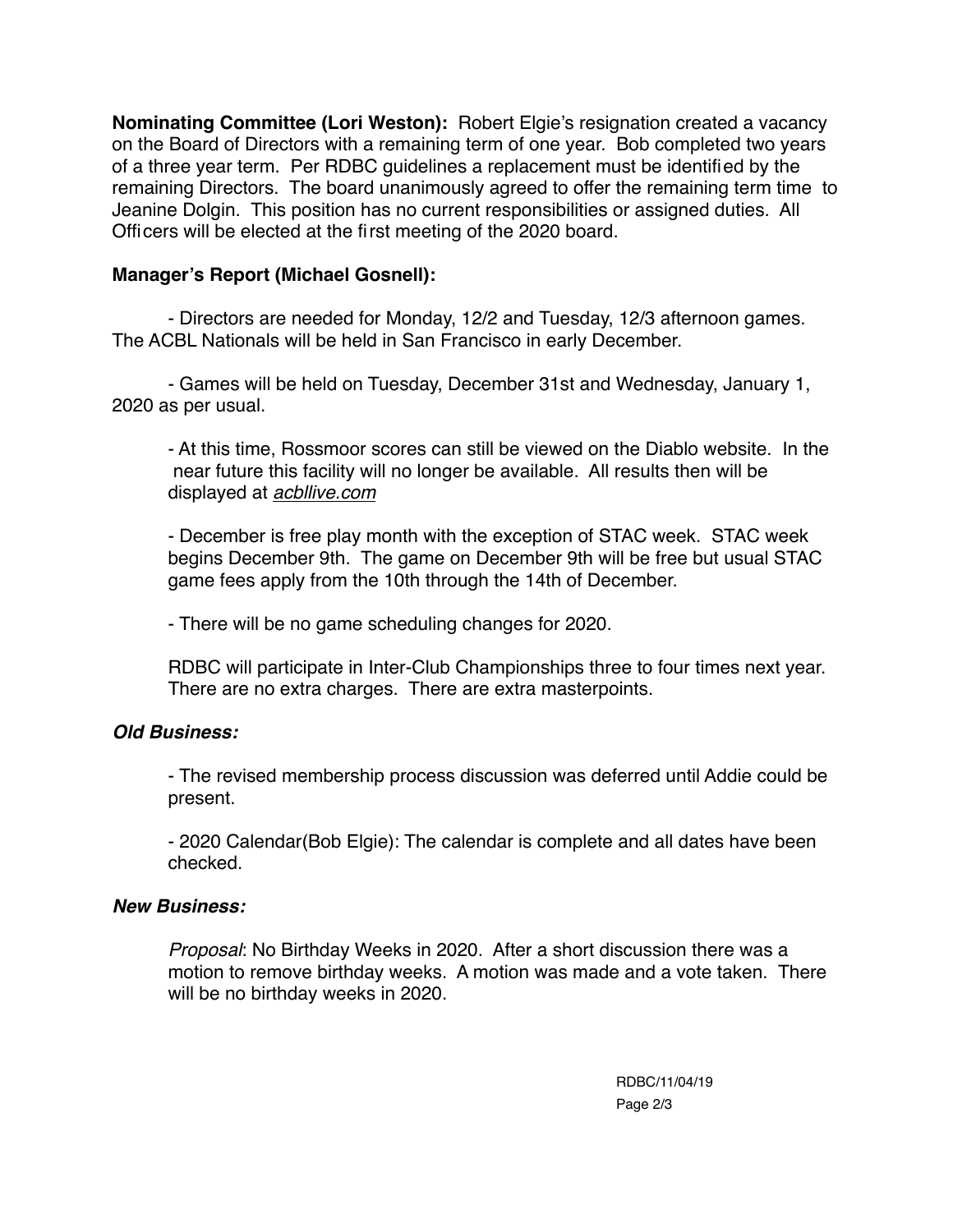**Nominating Committee (Lori Weston):** Robert Elgie's resignation created a vacancy on the Board of Directors with a remaining term of one year. Bob completed two years of a three year term. Per RDBC guidelines a replacement must be identified by the remaining Directors. The board unanimously agreed to offer the remaining term time to Jeanine Dolgin. This position has no current responsibilities or assigned duties. All Officers will be elected at the first meeting of the 2020 board.

**Manager's Report (Michael Gosnell):**

- Directors are needed for Monday, 12/2 and Tuesday, 12/3 afternoon games. The ACBL Nationals will be held in San Francisco in early December.

- Games will be held on Tuesday, December 31st and Wednesday, January 1, 2020 as per usual.

- At this time, Rossmoor scores can still be viewed on the Diablo website. In the near future this facility will no longer be available. All results then will be displayed at *acbllive.com*

- December is free play month with the exception of STAC week. STAC week begins December 9th. The game on December 9th will be free but usual STAC game fees apply from the 10th through the 14th of December.

- There will be no game scheduling changes for 2020.

RDBC will participate in Inter-Club Championships three to four times next year. There are no extra charges. There are extra masterpoints.

***Old Business:***

- The revised membership process discussion was deferred until Addie could be present.

- 2020 Calendar(Bob Elgie): The calendar is complete and all dates have been checked.

***New Business:***

*Proposal*: No Birthday Weeks in 2020. After a short discussion there was a motion to remove birthday weeks. A motion was made and a vote taken. There will be no birthday weeks in 2020.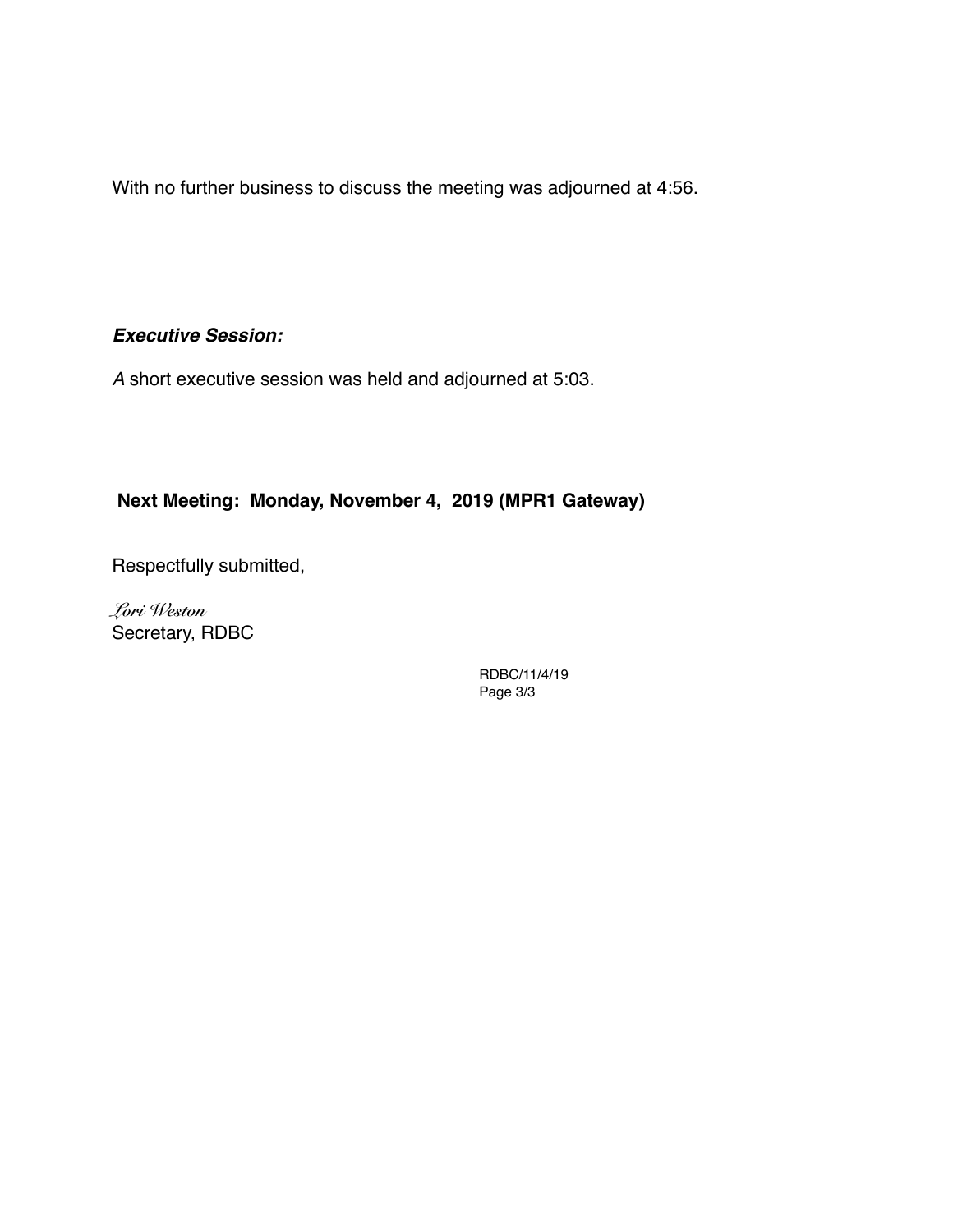With no further business to discuss the meeting was adjourned at 4:56.

***Executive Session:***

*A* short executive session was held and adjourned at 5:03.

**Next Meeting: Monday, November 4, 2019 (MPR1 Gateway)**

Respectfully submitted,

*Lori Weston*
Secretary, RDBC

RDBC/11/4/19